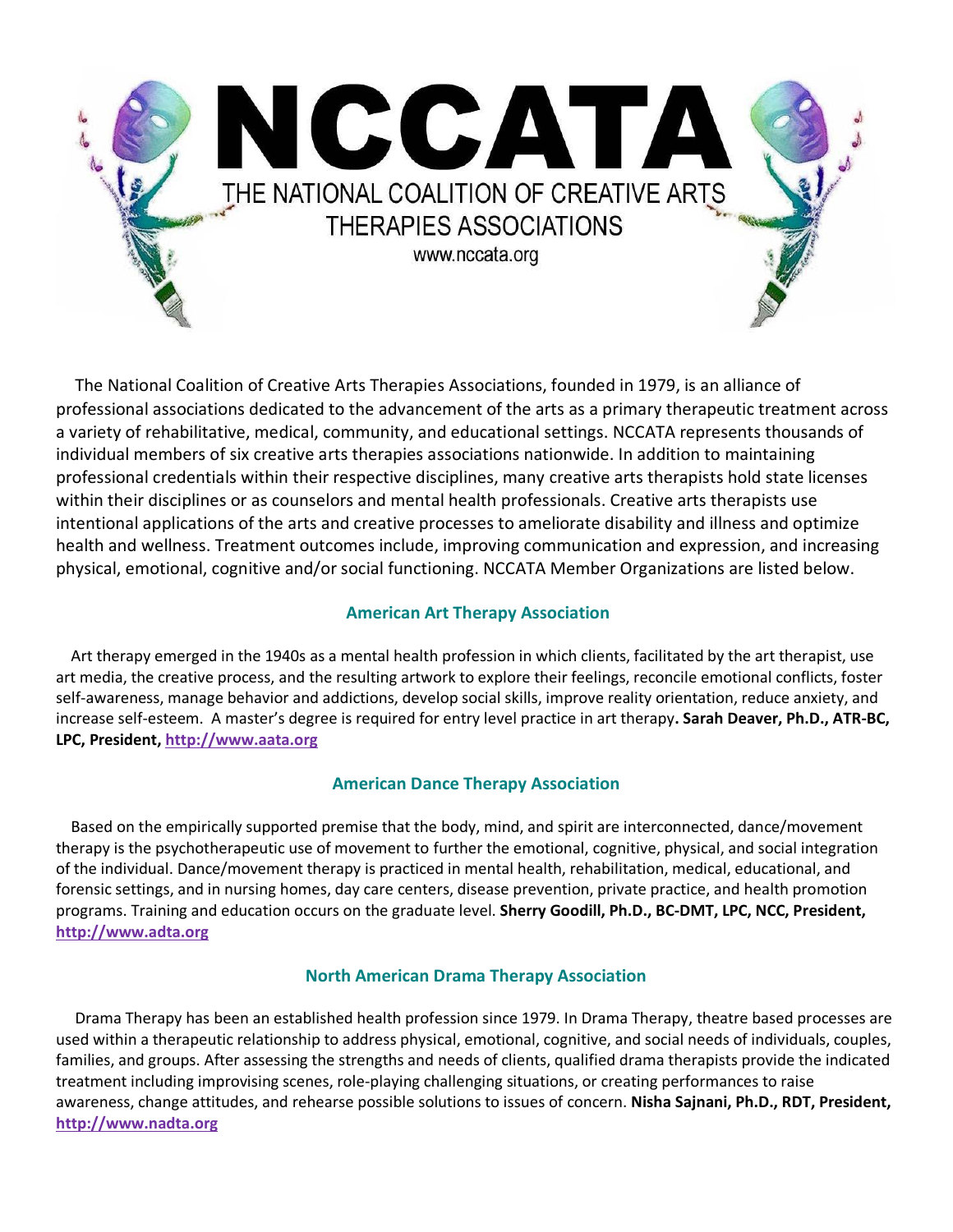# NCCATA

## THE NATIONAL COALITION OF CREATIVE ARTS THERAPIES ASSOCIATIONS

www.nccata.org

The National Coalition of Creative Arts Therapies Associations, founded in 1979, is an alliance of professional associations dedicated to the advancement of the arts as a primary therapeutic treatment across a variety of rehabilitative, medical, community, and educational settings. NCCATA represents thousands of individual members of six creative arts therapies associations nationwide. In addition to maintaining professional credentials within their respective disciplines, many creative arts therapists hold state licenses within their disciplines or as counselors and mental health professionals. Creative arts therapists use intentional applications of the arts and creative processes to ameliorate disability and illness and optimize health and wellness. Treatment outcomes include, improving communication and expression, and increasing physical, emotional, cognitive and/or social functioning. NCCATA Member Organizations are listed below.

### American Art Therapy Association

Art therapy emerged in the 1940s as a mental health profession in which clients, facilitated by the art therapist, use art media, the creative process, and the resulting artwork to explore their feelings, reconcile emotional conflicts, foster self-awareness, manage behavior and addictions, develop social skills, improve reality orientation, reduce anxiety, and increase self-esteem. A master's degree is required for entry level practice in art therapy**. Sarah Deaver, Ph.D., ATR-BC, LPC, President, http://www.aata.org**

### American Dance Therapy Association

Based on the empirically supported premise that the body, mind, and spirit are interconnected, dance/movement therapy is the psychotherapeutic use of movement to further the emotional, cognitive, physical, and social integration of the individual. Dance/movement therapy is practiced in mental health, rehabilitation, medical, educational, and forensic settings, and in nursing homes, day care centers, disease prevention, private practice, and health promotion programs. Training and education occurs on the graduate level. **Sherry Goodill, Ph.D., BC-DMT, LPC, NCC, President, http://www.adta.org**

### North American Drama Therapy Association

Drama Therapy has been an established health profession since 1979. In Drama Therapy, theatre based processes are used within a therapeutic relationship to address physical, emotional, cognitive, and social needs of individuals, couples, families, and groups. After assessing the strengths and needs of clients, qualified drama therapists provide the indicated treatment including improvising scenes, role-playing challenging situations, or creating performances to raise awareness, change attitudes, and rehearse possible solutions to issues of concern. **Nisha Sajnani, Ph.D., RDT, President, http://www.nadta.org**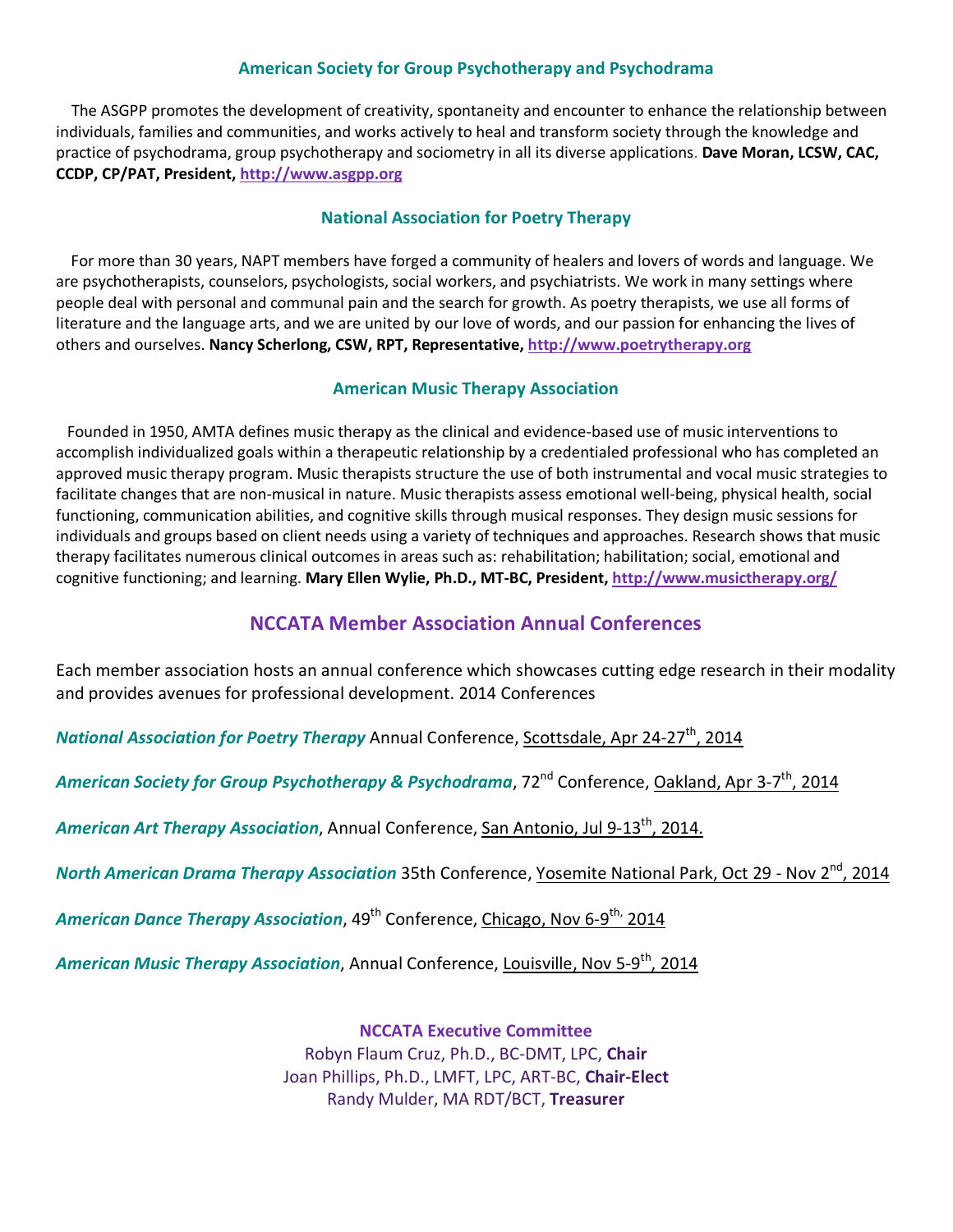### American Society for Group Psychotherapy and Psychodrama

The ASGPP promotes the development of creativity, spontaneity and encounter to enhance the relationship between individuals, families and communities, and works actively to heal and transform society through the knowledge and practice of psychodrama, group psychotherapy and sociometry in all its diverse applications. **Dave Moran, LCSW, CAC, CCDP, CP/PAT, President, http://www.asgpp.org**

### National Association for Poetry Therapy

For more than 30 years, NAPT members have forged a community of healers and lovers of words and language. We are psychotherapists, counselors, psychologists, social workers, and psychiatrists. We work in many settings where people deal with personal and communal pain and the search for growth. As poetry therapists, we use all forms of literature and the language arts, and we are united by our love of words, and our passion for enhancing the lives of others and ourselves. **Nancy Scherlong, CSW, RPT, Representative, http://www.poetrytherapy.org**

### American Music Therapy Association

Founded in 1950, AMTA defines music therapy as the clinical and evidence-based use of music interventions to accomplish individualized goals within a therapeutic relationship by a credentialed professional who has completed an approved music therapy program. Music therapists structure the use of both instrumental and vocal music strategies to facilitate changes that are non-musical in nature. Music therapists assess emotional well-being, physical health, social functioning, communication abilities, and cognitive skills through musical responses. They design music sessions for individuals and groups based on client needs using a variety of techniques and approaches. Research shows that music therapy facilitates numerous clinical outcomes in areas such as: rehabilitation; habilitation; social, emotional and cognitive functioning; and learning. **Mary Ellen Wylie, Ph.D., MT-BC, President, http://www.musictherapy.org/**

## NCCATA Member Association Annual Conferences

Each member association hosts an annual conference which showcases cutting edge research in their modality and provides avenues for professional development. 2014 Conferences

***National Association for Poetry Therapy*** Annual Conference, Scottsdale, Apr 24-27th, 2014

***American Society for Group Psychotherapy & Psychodrama***, 72nd Conference, Oakland, Apr 3-7th, 2014

***American Art Therapy Association***, Annual Conference, San Antonio, Jul 9-13th, 2014.

***North American Drama Therapy Association*** 35th Conference, Yosemite National Park, Oct 29 - Nov 2nd, 2014

***American Dance Therapy Association***, 49th Conference, Chicago, Nov 6-9th, 2014

***American Music Therapy Association***, Annual Conference, Louisville, Nov 5-9th, 2014

**NCCATA Executive Committee**

Robyn Flaum Cruz, Ph.D., BC-DMT, LPC, **Chair**
Joan Phillips, Ph.D., LMFT, LPC, ART-BC, **Chair-Elect**
Randy Mulder, MA RDT/BCT, **Treasurer**